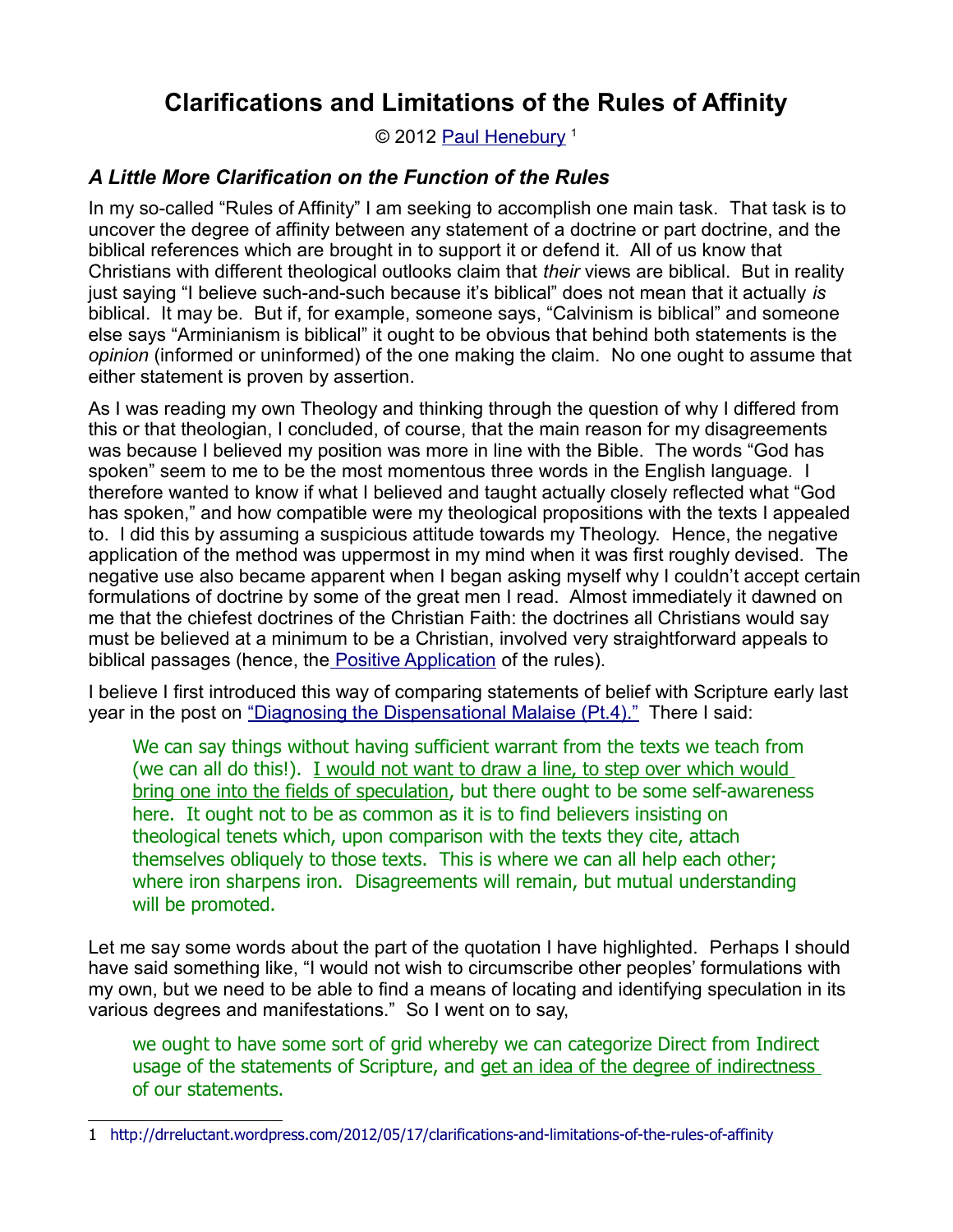# Clarifications and Limitations of the Rules of Affinity

© 2012 Paul Henebury [1]

## *A Little More Clarification on the Function of the Rules*

In my so-called "Rules of Affinity" I am seeking to accomplish one main task. That task is to uncover the degree of affinity between any statement of a doctrine or part doctrine, and the biblical references which are brought in to support it or defend it. All of us know that Christians with different theological outlooks claim that *their* views are biblical. But in reality just saying "I believe such-and-such because it's biblical" does not mean that it actually *is* biblical. It may be. But if, for example, someone says, "Calvinism is biblical" and someone else says "Arminianism is biblical" it ought to be obvious that behind both statements is the *opinion* (informed or uninformed) of the one making the claim. No one ought to assume that either statement is proven by assertion.

As I was reading my own Theology and thinking through the question of why I differed from this or that theologian, I concluded, of course, that the main reason for my disagreements was because I believed my position was more in line with the Bible. The words "God has spoken" seem to me to be the most momentous three words in the English language. I therefore wanted to know if what I believed and taught actually closely reflected what "God has spoken," and how compatible were my theological propositions with the texts I appealed to. I did this by assuming a suspicious attitude towards my Theology. Hence, the negative application of the method was uppermost in my mind when it was first roughly devised. The negative use also became apparent when I began asking myself why I couldn't accept certain formulations of doctrine by some of the great men I read. Almost immediately it dawned on me that the chiefest doctrines of the Christian Faith: the doctrines all Christians would say must be believed at a minimum to be a Christian, involved very straightforward appeals to biblical passages (hence, the Positive Application of the rules).

I believe I first introduced this way of comparing statements of belief with Scripture early last year in the post on "Diagnosing the Dispensational Malaise (Pt.4)." There I said:

> We can say things without having sufficient warrant from the texts we teach from (we can all do this!). I would not want to draw a line, to step over which would bring one into the fields of speculation, but there ought to be some self-awareness here. It ought not to be as common as it is to find believers insisting on theological tenets which, upon comparison with the texts they cite, attach themselves obliquely to those texts. This is where we can all help each other; where iron sharpens iron. Disagreements will remain, but mutual understanding will be promoted.

Let me say some words about the part of the quotation I have highlighted. Perhaps I should have said something like, "I would not wish to circumscribe other peoples' formulations with my own, but we need to be able to find a means of locating and identifying speculation in its various degrees and manifestations." So I went on to say,

> we ought to have some sort of grid whereby we can categorize Direct from Indirect usage of the statements of Scripture, and get an idea of the degree of indirectness of our statements.

---

1 http://drreluctant.wordpress.com/2012/05/17/clarifications-and-limitations-of-the-rules-of-affinity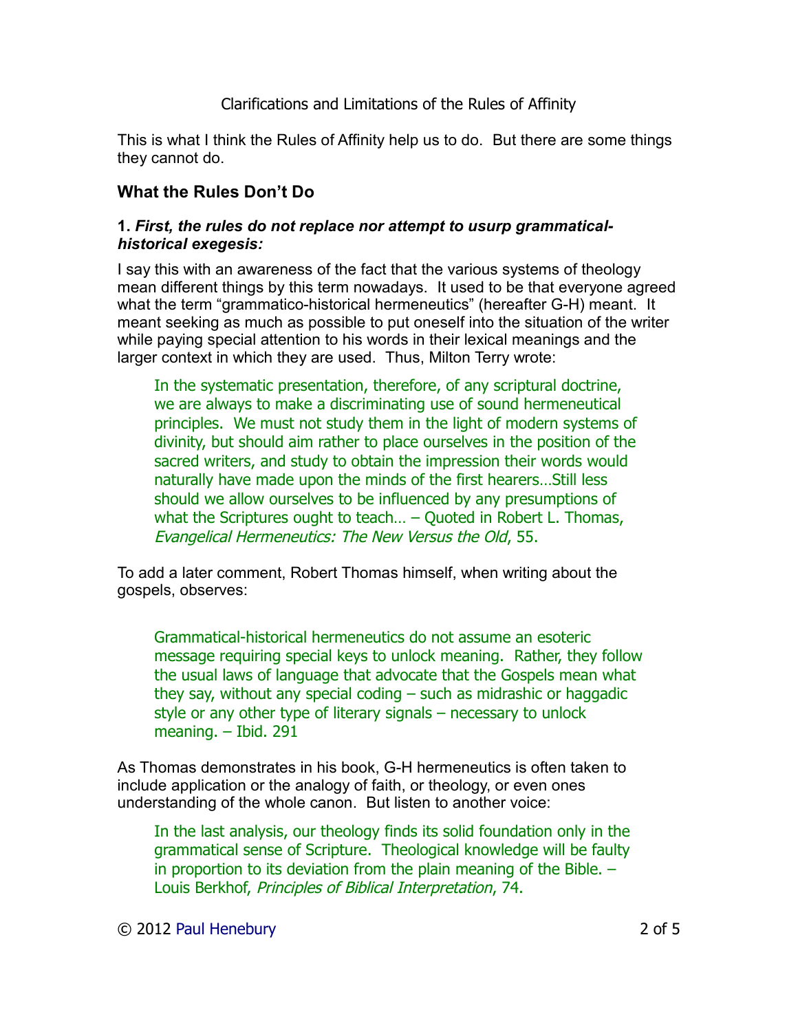Clarifications and Limitations of the Rules of Affinity

This is what I think the Rules of Affinity help us to do. But there are some things they cannot do.

## What the Rules Don't Do

**1. *First, the rules do not replace nor attempt to usurp grammatical-historical exegesis:***

I say this with an awareness of the fact that the various systems of theology mean different things by this term nowadays. It used to be that everyone agreed what the term "grammatico-historical hermeneutics" (hereafter G-H) meant. It meant seeking as much as possible to put oneself into the situation of the writer while paying special attention to his words in their lexical meanings and the larger context in which they are used. Thus, Milton Terry wrote:

> In the systematic presentation, therefore, of any scriptural doctrine, we are always to make a discriminating use of sound hermeneutical principles. We must not study them in the light of modern systems of divinity, but should aim rather to place ourselves in the position of the sacred writers, and study to obtain the impression their words would naturally have made upon the minds of the first hearers…Still less should we allow ourselves to be influenced by any presumptions of what the Scriptures ought to teach… – Quoted in Robert L. Thomas, *Evangelical Hermeneutics: The New Versus the Old*, 55.

To add a later comment, Robert Thomas himself, when writing about the gospels, observes:

> Grammatical-historical hermeneutics do not assume an esoteric message requiring special keys to unlock meaning. Rather, they follow the usual laws of language that advocate that the Gospels mean what they say, without any special coding – such as midrashic or haggadic style or any other type of literary signals – necessary to unlock meaning. – Ibid. 291

As Thomas demonstrates in his book, G-H hermeneutics is often taken to include application or the analogy of faith, or theology, or even ones understanding of the whole canon. But listen to another voice:

> In the last analysis, our theology finds its solid foundation only in the grammatical sense of Scripture. Theological knowledge will be faulty in proportion to its deviation from the plain meaning of the Bible. – Louis Berkhof, *Principles of Biblical Interpretation*, 74.

© 2012 Paul Henebury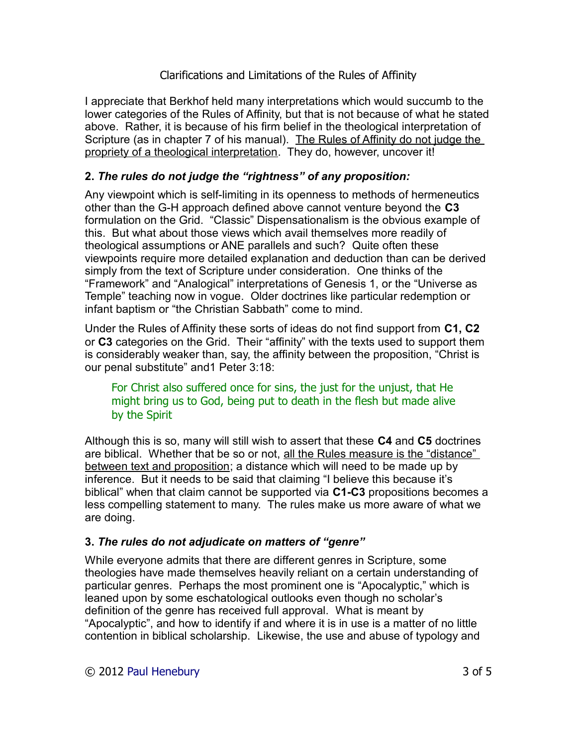Clarifications and Limitations of the Rules of Affinity

I appreciate that Berkhof held many interpretations which would succumb to the lower categories of the Rules of Affinity, but that is not because of what he stated above. Rather, it is because of his firm belief in the theological interpretation of Scripture (as in chapter 7 of his manual). <u>The Rules of Affinity do not judge the propriety of a theological interpretation</u>. They do, however, uncover it!

### 2. *The rules do not judge the "rightness" of any proposition:*

Any viewpoint which is self-limiting in its openness to methods of hermeneutics other than the G-H approach defined above cannot venture beyond the **C3** formulation on the Grid. "Classic" Dispensationalism is the obvious example of this. But what about those views which avail themselves more readily of theological assumptions or ANE parallels and such? Quite often these viewpoints require more detailed explanation and deduction than can be derived simply from the text of Scripture under consideration. One thinks of the "Framework" and "Analogical" interpretations of Genesis 1, or the "Universe as Temple" teaching now in vogue. Older doctrines like particular redemption or infant baptism or "the Christian Sabbath" come to mind.

Under the Rules of Affinity these sorts of ideas do not find support from **C1, C2** or **C3** categories on the Grid. Their "affinity" with the texts used to support them is considerably weaker than, say, the affinity between the proposition, "Christ is our penal substitute" and1 Peter 3:18:

> For Christ also suffered once for sins, the just for the unjust, that He might bring us to God, being put to death in the flesh but made alive by the Spirit

Although this is so, many will still wish to assert that these **C4** and **C5** doctrines are biblical. Whether that be so or not, <u>all the Rules measure is the "distance" between text and proposition</u>; a distance which will need to be made up by inference. But it needs to be said that claiming "I believe this because it's biblical" when that claim cannot be supported via **C1-C3** propositions becomes a less compelling statement to many. The rules make us more aware of what we are doing.

### 3. *The rules do not adjudicate on matters of "genre"*

While everyone admits that there are different genres in Scripture, some theologies have made themselves heavily reliant on a certain understanding of particular genres. Perhaps the most prominent one is "Apocalyptic," which is leaned upon by some eschatological outlooks even though no scholar's definition of the genre has received full approval. What is meant by "Apocalyptic", and how to identify if and where it is in use is a matter of no little contention in biblical scholarship. Likewise, the use and abuse of typology and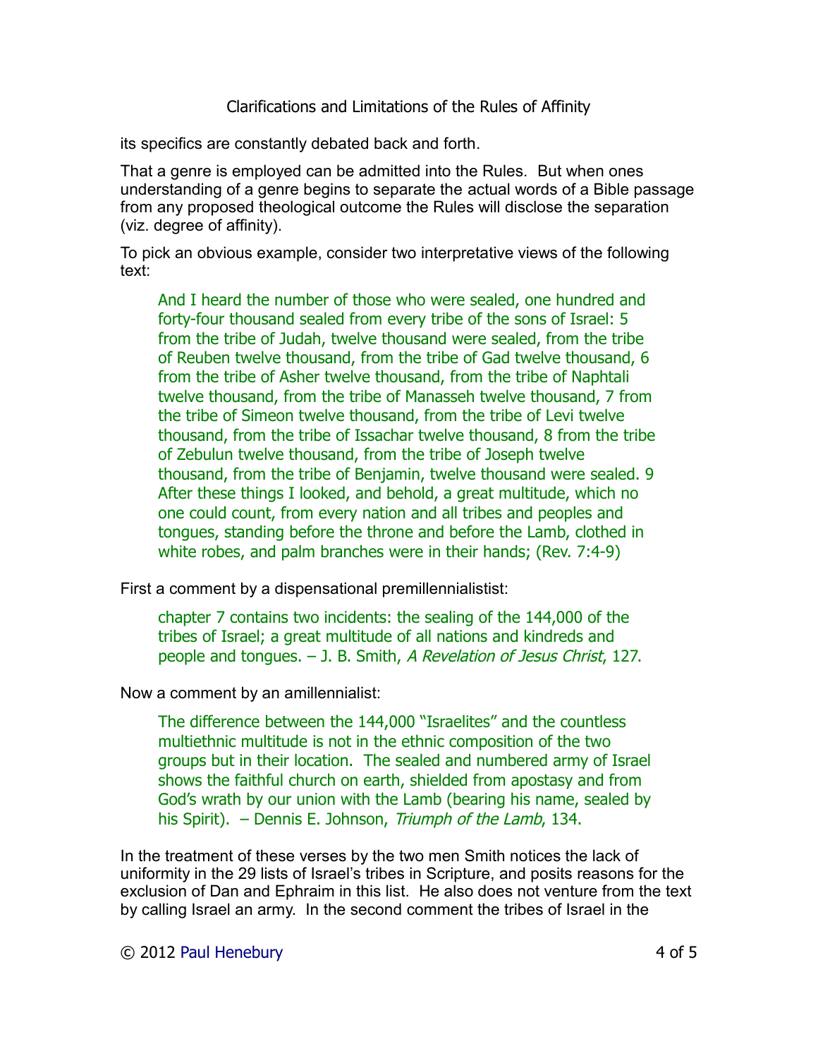its specifics are constantly debated back and forth.

That a genre is employed can be admitted into the Rules. But when ones understanding of a genre begins to separate the actual words of a Bible passage from any proposed theological outcome the Rules will disclose the separation (viz. degree of affinity).

To pick an obvious example, consider two interpretative views of the following text:

> And I heard the number of those who were sealed, one hundred and forty-four thousand sealed from every tribe of the sons of Israel: 5 from the tribe of Judah, twelve thousand were sealed, from the tribe of Reuben twelve thousand, from the tribe of Gad twelve thousand, 6 from the tribe of Asher twelve thousand, from the tribe of Naphtali twelve thousand, from the tribe of Manasseh twelve thousand, 7 from the tribe of Simeon twelve thousand, from the tribe of Levi twelve thousand, from the tribe of Issachar twelve thousand, 8 from the tribe of Zebulun twelve thousand, from the tribe of Joseph twelve thousand, from the tribe of Benjamin, twelve thousand were sealed. 9 After these things I looked, and behold, a great multitude, which no one could count, from every nation and all tribes and peoples and tongues, standing before the throne and before the Lamb, clothed in white robes, and palm branches were in their hands; (Rev. 7:4-9)

First a comment by a dispensational premillennialistist:

> chapter 7 contains two incidents: the sealing of the 144,000 of the tribes of Israel; a great multitude of all nations and kindreds and people and tongues. – J. B. Smith, *A Revelation of Jesus Christ*, 127.

Now a comment by an amillennialist:

> The difference between the 144,000 "Israelites" and the countless multiethnic multitude is not in the ethnic composition of the two groups but in their location. The sealed and numbered army of Israel shows the faithful church on earth, shielded from apostasy and from God's wrath by our union with the Lamb (bearing his name, sealed by his Spirit). – Dennis E. Johnson, *Triumph of the Lamb*, 134.

In the treatment of these verses by the two men Smith notices the lack of uniformity in the 29 lists of Israel's tribes in Scripture, and posits reasons for the exclusion of Dan and Ephraim in this list. He also does not venture from the text by calling Israel an army. In the second comment the tribes of Israel in the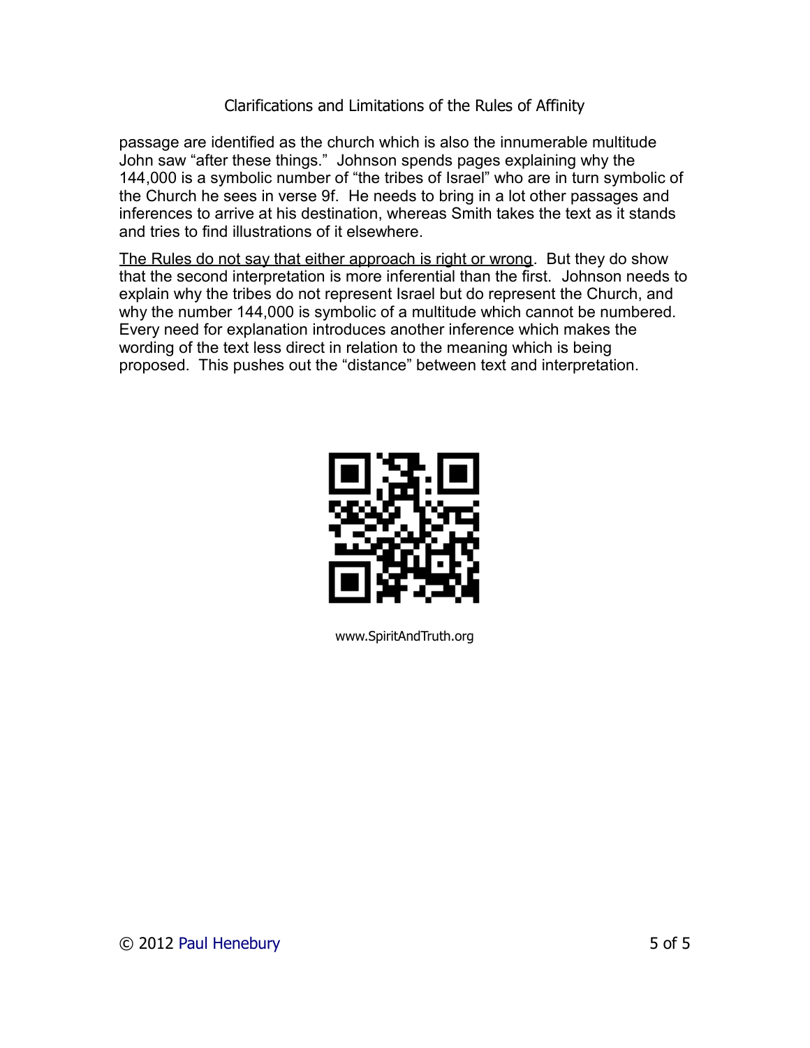passage are identified as the church which is also the innumerable multitude John saw "after these things." Johnson spends pages explaining why the 144,000 is a symbolic number of "the tribes of Israel" who are in turn symbolic of the Church he sees in verse 9f. He needs to bring in a lot other passages and inferences to arrive at his destination, whereas Smith takes the text as it stands and tries to find illustrations of it elsewhere.

<u>The Rules do not say that either approach is right or wrong</u>. But they do show that the second interpretation is more inferential than the first. Johnson needs to explain why the tribes do not represent Israel but do represent the Church, and why the number 144,000 is symbolic of a multitude which cannot be numbered. Every need for explanation introduces another inference which makes the wording of the text less direct in relation to the meaning which is being proposed. This pushes out the "distance" between text and interpretation.

www.SpiritAndTruth.org

© 2012 Paul Henebury